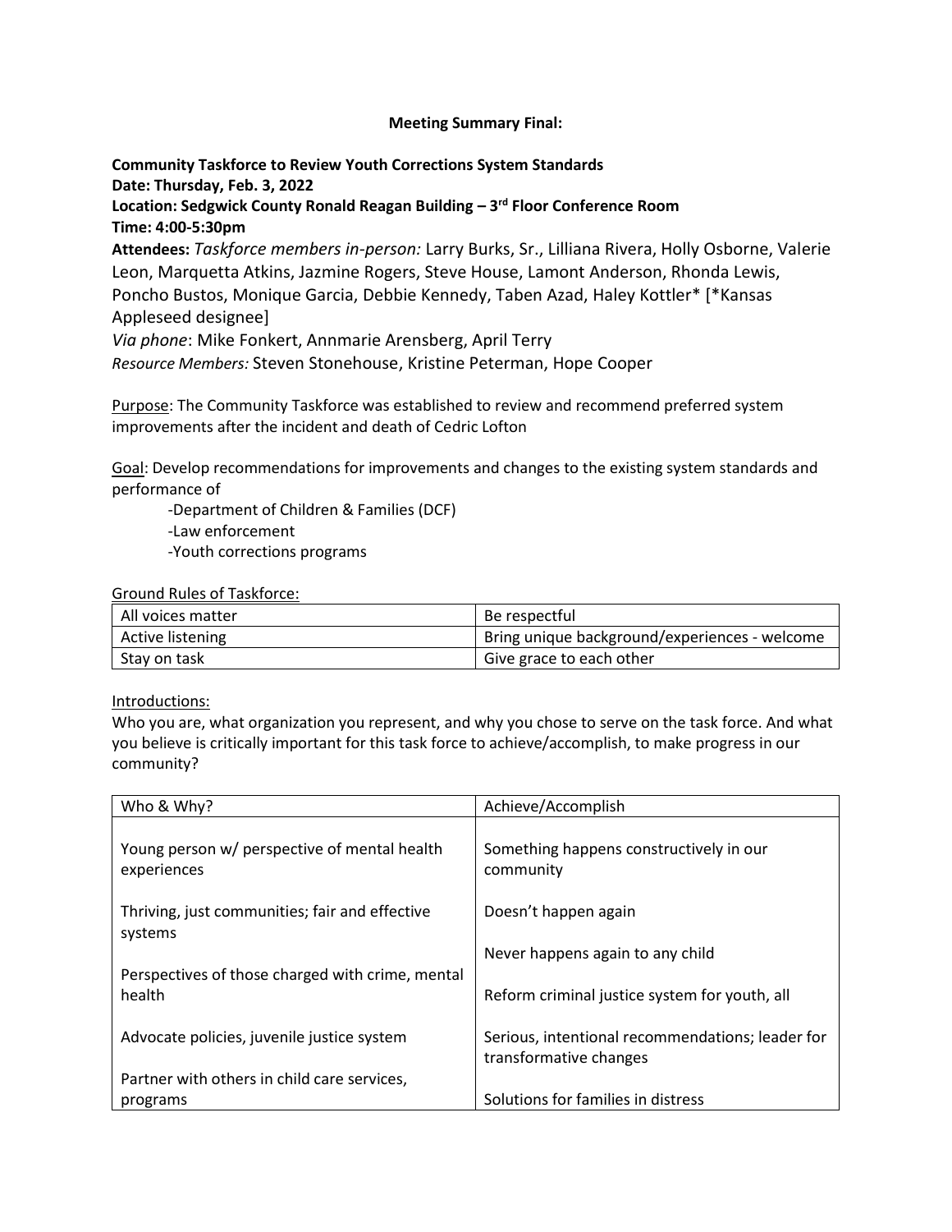**Meeting Summary Final:**

**Community Taskforce to Review Youth Corrections System Standards**
**Date: Thursday, Feb. 3, 2022**
**Location: Sedgwick County Ronald Reagan Building – 3rd Floor Conference Room**
**Time: 4:00-5:30pm**
**Attendees:** *Taskforce members in-person:* Larry Burks, Sr., Lilliana Rivera, Holly Osborne, Valerie Leon, Marquetta Atkins, Jazmine Rogers, Steve House, Lamont Anderson, Rhonda Lewis, Poncho Bustos, Monique Garcia, Debbie Kennedy, Taben Azad, Haley Kottler* [*Kansas Appleseed designee]
*Via phone*: Mike Fonkert, Annmarie Arensberg, April Terry
*Resource Members:* Steven Stonehouse, Kristine Peterman, Hope Cooper

Purpose: The Community Taskforce was established to review and recommend preferred system improvements after the incident and death of Cedric Lofton

Goal: Develop recommendations for improvements and changes to the existing system standards and performance of

- Department of Children & Families (DCF)
- Law enforcement
- Youth corrections programs

Ground Rules of Taskforce:

| All voices matter | Be respectful |
|---|---|
| Active listening | Bring unique background/experiences - welcome |
| Stay on task | Give grace to each other |

Introductions:
Who you are, what organization you represent, and why you chose to serve on the task force. And what you believe is critically important for this task force to achieve/accomplish, to make progress in our community?

| Who & Why? | Achieve/Accomplish |
|---|---|
| Young person w/ perspective of mental health experiences | Something happens constructively in our community |
| Thriving, just communities; fair and effective systems | Doesn't happen again |
| | Never happens again to any child |
| Perspectives of those charged with crime, mental health | Reform criminal justice system for youth, all |
| Advocate policies, juvenile justice system | Serious, intentional recommendations; leader for transformative changes |
| Partner with others in child care services, programs | Solutions for families in distress |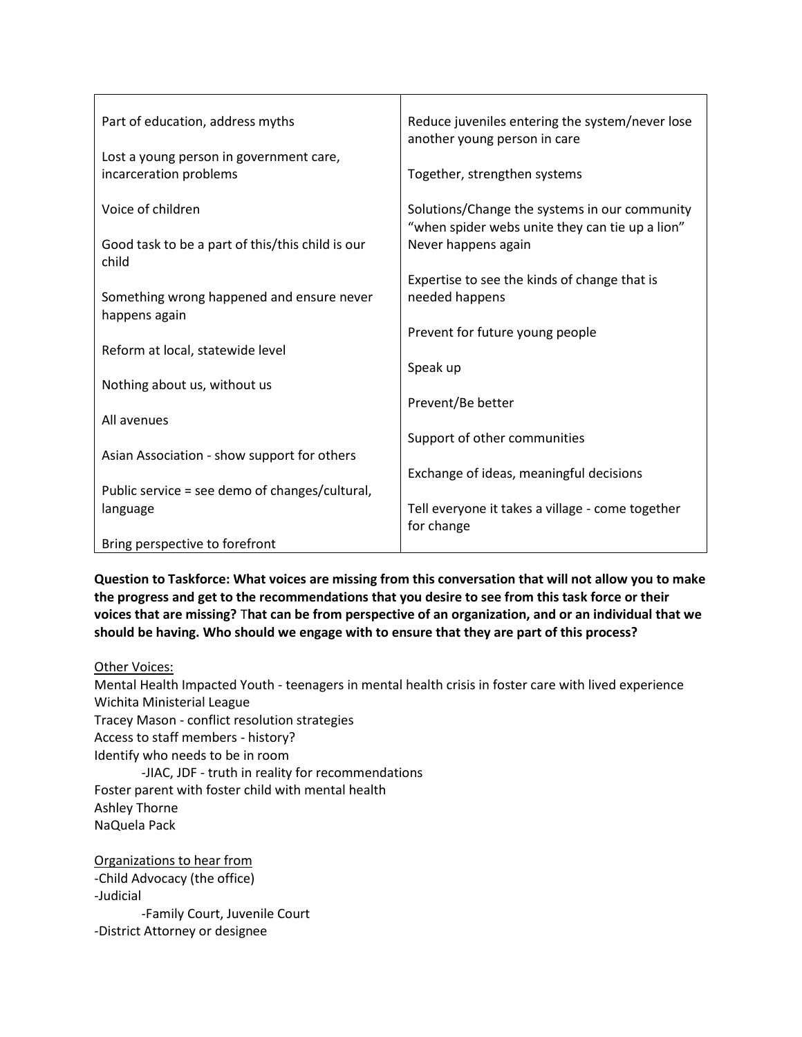| | |
|---|---|
| Part of education, address myths<br><br>Lost a young person in government care, incarceration problems<br><br>Voice of children<br><br>Good task to be a part of this/this child is our child<br><br>Something wrong happened and ensure never happens again<br><br>Reform at local, statewide level<br><br>Nothing about us, without us<br><br>All avenues<br><br>Asian Association - show support for others<br><br>Public service = see demo of changes/cultural, language<br><br>Bring perspective to forefront | Reduce juveniles entering the system/never lose another young person in care<br><br>Together, strengthen systems<br><br>Solutions/Change the systems in our community "when spider webs unite they can tie up a lion" Never happens again<br><br>Expertise to see the kinds of change that is needed happens<br><br>Prevent for future young people<br><br>Speak up<br><br>Prevent/Be better<br><br>Support of other communities<br><br>Exchange of ideas, meaningful decisions<br><br>Tell everyone it takes a village - come together for change |

**Question to Taskforce: What voices are missing from this conversation that will not allow you to make the progress and get to the recommendations that you desire to see from this task force or their voices that are missing? That can be from perspective of an organization, and or an individual that we should be having. Who should we engage with to ensure that they are part of this process?**

<u>Other Voices:</u>

Mental Health Impacted Youth - teenagers in mental health crisis in foster care with lived experience
Wichita Ministerial League
Tracey Mason - conflict resolution strategies
Access to staff members - history?
Identify who needs to be in room
- -JIAC, JDF - truth in reality for recommendations

Foster parent with foster child with mental health
Ashley Thorne
NaQuela Pack

<u>Organizations to hear from</u>

-Child Advocacy (the office)
-Judicial
- -Family Court, Juvenile Court

-District Attorney or designee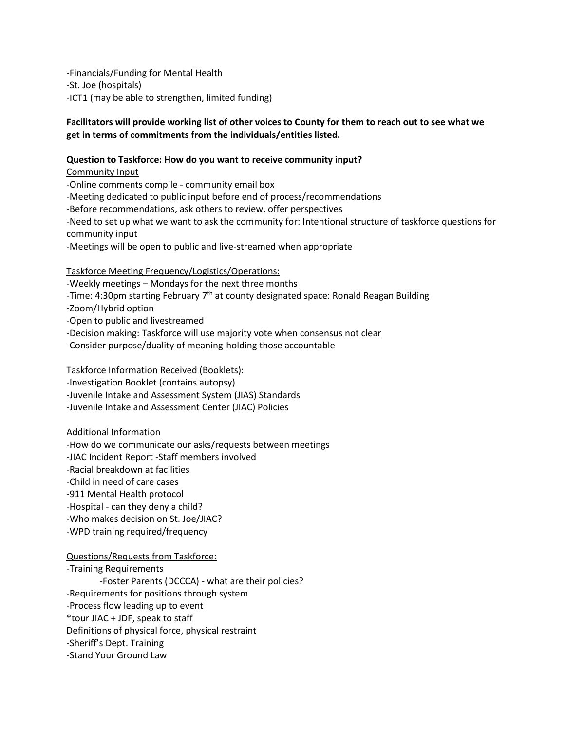-Financials/Funding for Mental Health
-St. Joe (hospitals)
-ICT1 (may be able to strengthen, limited funding)

**Facilitators will provide working list of other voices to County for them to reach out to see what we get in terms of commitments from the individuals/entities listed.**

**Question to Taskforce: How do you want to receive community input?**

<u>Community Input</u>
-Online comments compile - community email box
-Meeting dedicated to public input before end of process/recommendations
-Before recommendations, ask others to review, offer perspectives
-Need to set up what we want to ask the community for: Intentional structure of taskforce questions for community input
-Meetings will be open to public and live-streamed when appropriate

<u>Taskforce Meeting Frequency/Logistics/Operations:</u>
-Weekly meetings – Mondays for the next three months
-Time: 4:30pm starting February 7th at county designated space: Ronald Reagan Building
-Zoom/Hybrid option
-Open to public and livestreamed
-Decision making: Taskforce will use majority vote when consensus not clear
-Consider purpose/duality of meaning-holding those accountable

Taskforce Information Received (Booklets):
-Investigation Booklet (contains autopsy)
-Juvenile Intake and Assessment System (JIAS) Standards
-Juvenile Intake and Assessment Center (JIAC) Policies

<u>Additional Information</u>
-How do we communicate our asks/requests between meetings
-JIAC Incident Report -Staff members involved
-Racial breakdown at facilities
-Child in need of care cases
-911 Mental Health protocol
-Hospital - can they deny a child?
-Who makes decision on St. Joe/JIAC?
-WPD training required/frequency

<u>Questions/Requests from Taskforce:</u>
-Training Requirements
    -Foster Parents (DCCCA) - what are their policies?
-Requirements for positions through system
-Process flow leading up to event
*tour JIAC + JDF, speak to staff
Definitions of physical force, physical restraint
-Sheriff's Dept. Training
-Stand Your Ground Law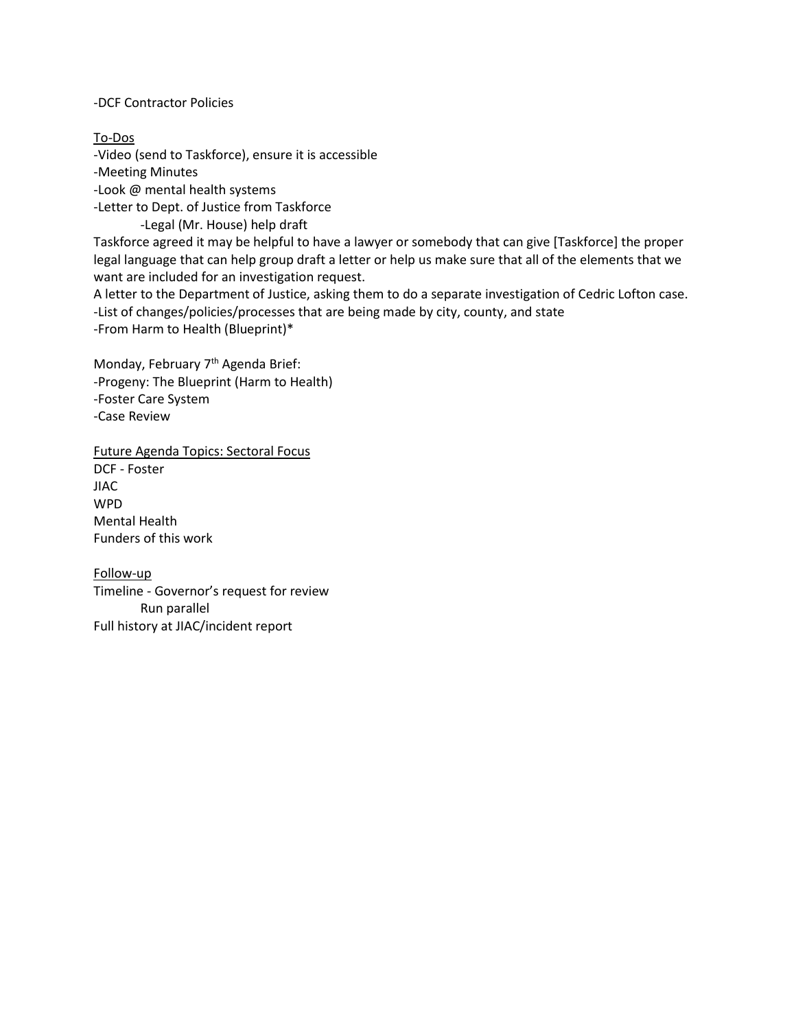-DCF Contractor Policies

To-Dos

-Video (send to Taskforce), ensure it is accessible

-Meeting Minutes

-Look @ mental health systems

-Letter to Dept. of Justice from Taskforce

    -Legal (Mr. House) help draft

Taskforce agreed it may be helpful to have a lawyer or somebody that can give [Taskforce] the proper legal language that can help group draft a letter or help us make sure that all of the elements that we want are included for an investigation request.

A letter to the Department of Justice, asking them to do a separate investigation of Cedric Lofton case.

-List of changes/policies/processes that are being made by city, county, and state

-From Harm to Health (Blueprint)*

Monday, February 7th Agenda Brief:

-Progeny: The Blueprint (Harm to Health)

-Foster Care System

-Case Review

Future Agenda Topics: Sectoral Focus

DCF - Foster

JIAC

WPD

Mental Health

Funders of this work

Follow-up

Timeline - Governor's request for review

    Run parallel

Full history at JIAC/incident report